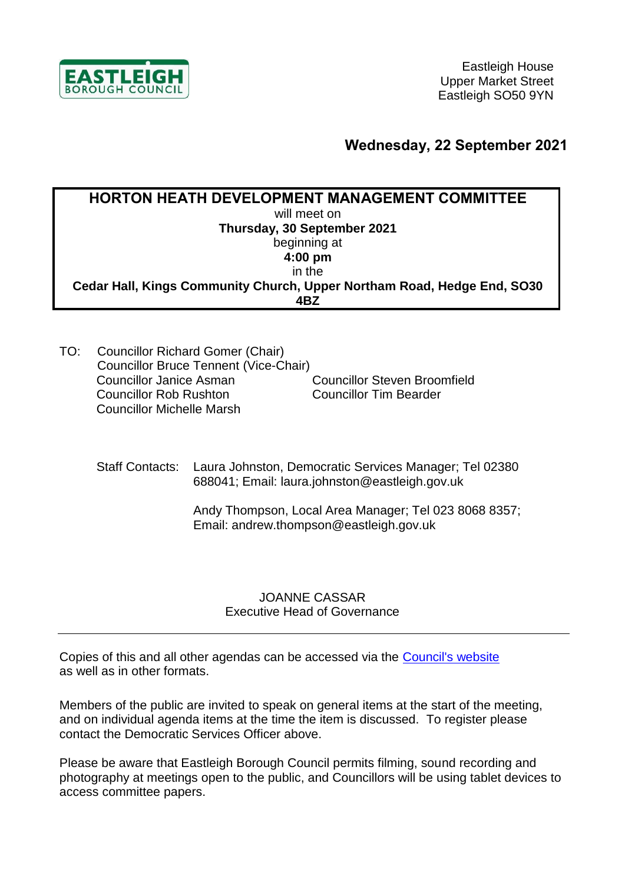EASTLEIGH BOROUGH COUNCIL

Eastleigh House
Upper Market Street
Eastleigh SO50 9YN

**Wednesday, 22 September 2021**

**HORTON HEATH DEVELOPMENT MANAGEMENT COMMITTEE**
will meet on
**Thursday, 30 September 2021**
beginning at
**4:00 pm**
in the
**Cedar Hall, Kings Community Church, Upper Northam Road, Hedge End, SO30 4BZ**

TO: Councillor Richard Gomer (Chair)
Councillor Bruce Tennent (Vice-Chair)
Councillor Janice Asman
Councillor Rob Rushton
Councillor Michelle Marsh
Councillor Steven Broomfield
Councillor Tim Bearder

Staff Contacts: Laura Johnston, Democratic Services Manager; Tel 02380 688041; Email: laura.johnston@eastleigh.gov.uk

Andy Thompson, Local Area Manager; Tel 023 8068 8357; Email: andrew.thompson@eastleigh.gov.uk

JOANNE CASSAR
Executive Head of Governance

---

Copies of this and all other agendas can be accessed via the [Council's website](#) as well as in other formats.

Members of the public are invited to speak on general items at the start of the meeting, and on individual agenda items at the time the item is discussed. To register please contact the Democratic Services Officer above.

Please be aware that Eastleigh Borough Council permits filming, sound recording and photography at meetings open to the public, and Councillors will be using tablet devices to access committee papers.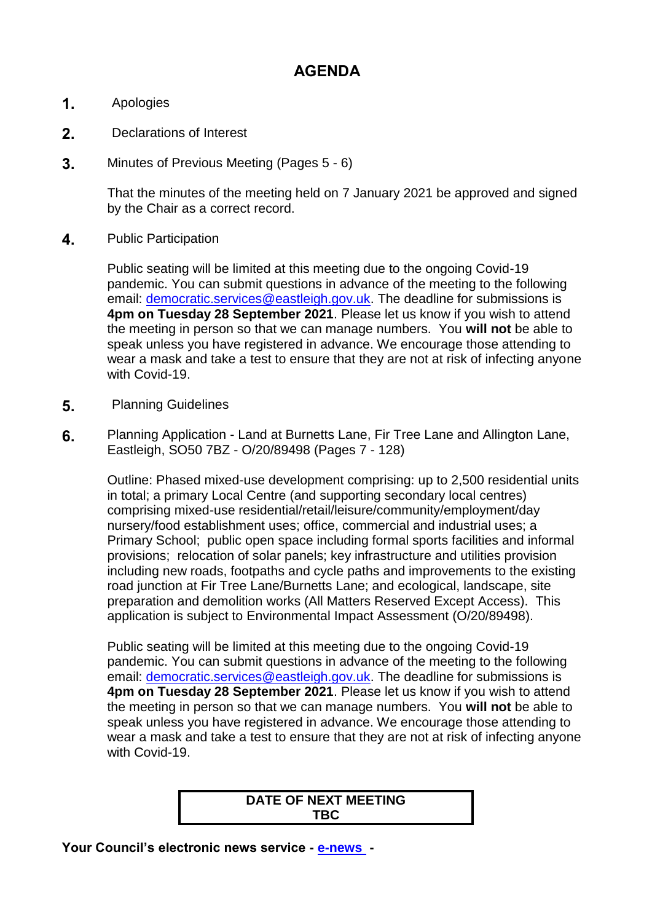# AGENDA

**1.** Apologies

**2.** Declarations of Interest

**3.** Minutes of Previous Meeting (Pages 5 - 6)

That the minutes of the meeting held on 7 January 2021 be approved and signed by the Chair as a correct record.

**4.** Public Participation

Public seating will be limited at this meeting due to the ongoing Covid-19 pandemic. You can submit questions in advance of the meeting to the following email: [democratic.services@eastleigh.gov.uk](mailto:democratic.services@eastleigh.gov.uk). The deadline for submissions is **4pm on Tuesday 28 September 2021**. Please let us know if you wish to attend the meeting in person so that we can manage numbers. You **will not** be able to speak unless you have registered in advance. We encourage those attending to wear a mask and take a test to ensure that they are not at risk of infecting anyone with Covid-19.

**5.** Planning Guidelines

**6.** Planning Application - Land at Burnetts Lane, Fir Tree Lane and Allington Lane, Eastleigh, SO50 7BZ - O/20/89498 (Pages 7 - 128)

Outline: Phased mixed-use development comprising: up to 2,500 residential units in total; a primary Local Centre (and supporting secondary local centres) comprising mixed-use residential/retail/leisure/community/employment/day nursery/food establishment uses; office, commercial and industrial uses; a Primary School; public open space including formal sports facilities and informal provisions; relocation of solar panels; key infrastructure and utilities provision including new roads, footpaths and cycle paths and improvements to the existing road junction at Fir Tree Lane/Burnetts Lane; and ecological, landscape, site preparation and demolition works (All Matters Reserved Except Access). This application is subject to Environmental Impact Assessment (O/20/89498).

Public seating will be limited at this meeting due to the ongoing Covid-19 pandemic. You can submit questions in advance of the meeting to the following email: [democratic.services@eastleigh.gov.uk](mailto:democratic.services@eastleigh.gov.uk). The deadline for submissions is **4pm on Tuesday 28 September 2021**. Please let us know if you wish to attend the meeting in person so that we can manage numbers. You **will not** be able to speak unless you have registered in advance. We encourage those attending to wear a mask and take a test to ensure that they are not at risk of infecting anyone with Covid-19.

**DATE OF NEXT MEETING**
**TBC**

**Your Council's electronic news service - e-news -**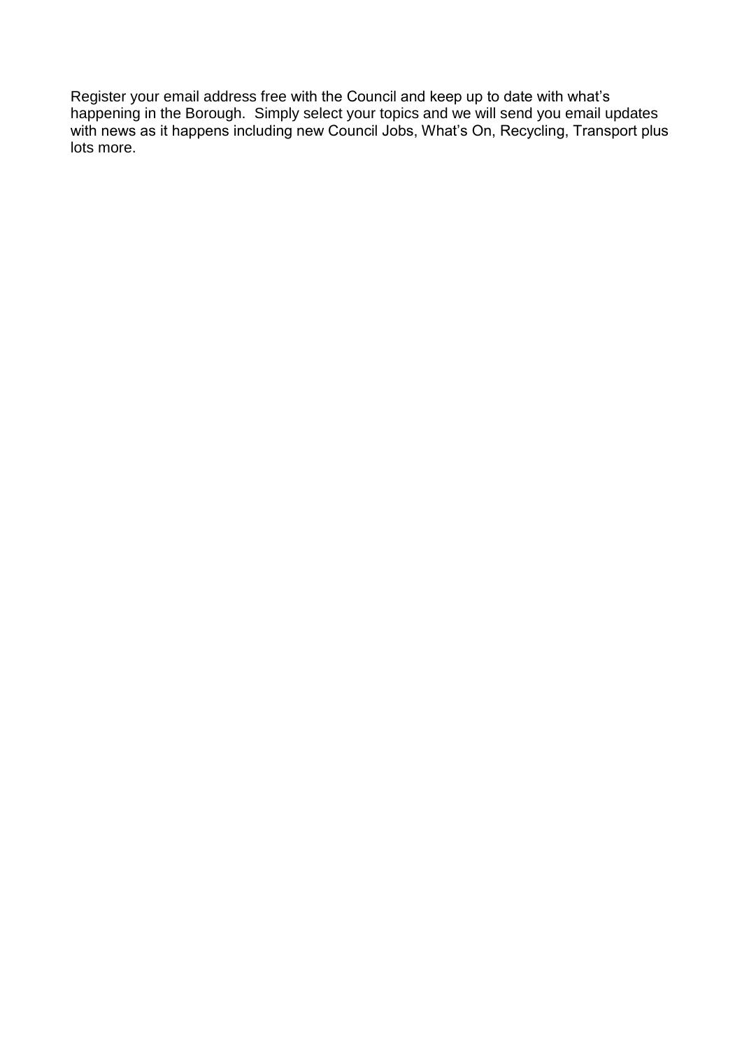Register your email address free with the Council and keep up to date with what's happening in the Borough. Simply select your topics and we will send you email updates with news as it happens including new Council Jobs, What's On, Recycling, Transport plus lots more.